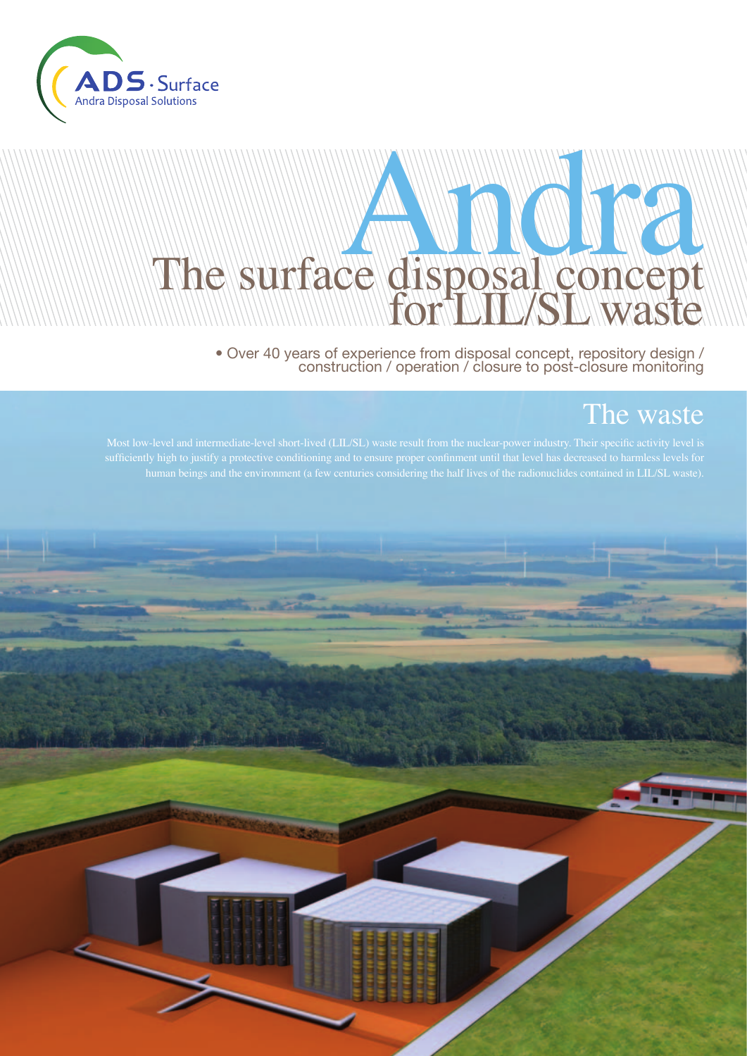ADS · Surface
Andra Disposal Solutions

# Andra The surface disposal concept for LIL/SL waste

• Over 40 years of experience from disposal concept, repository design / construction / operation / closure to post-closure monitoring

## The waste

Most low-level and intermediate-level short-lived (LIL/SL) waste result from the nuclear-power industry. Their specific activity level is sufficiently high to justify a protective conditioning and to ensure proper confinment until that level has decreased to harmless levels for human beings and the environment (a few centuries considering the half lives of the radionuclides contained in LIL/SL waste).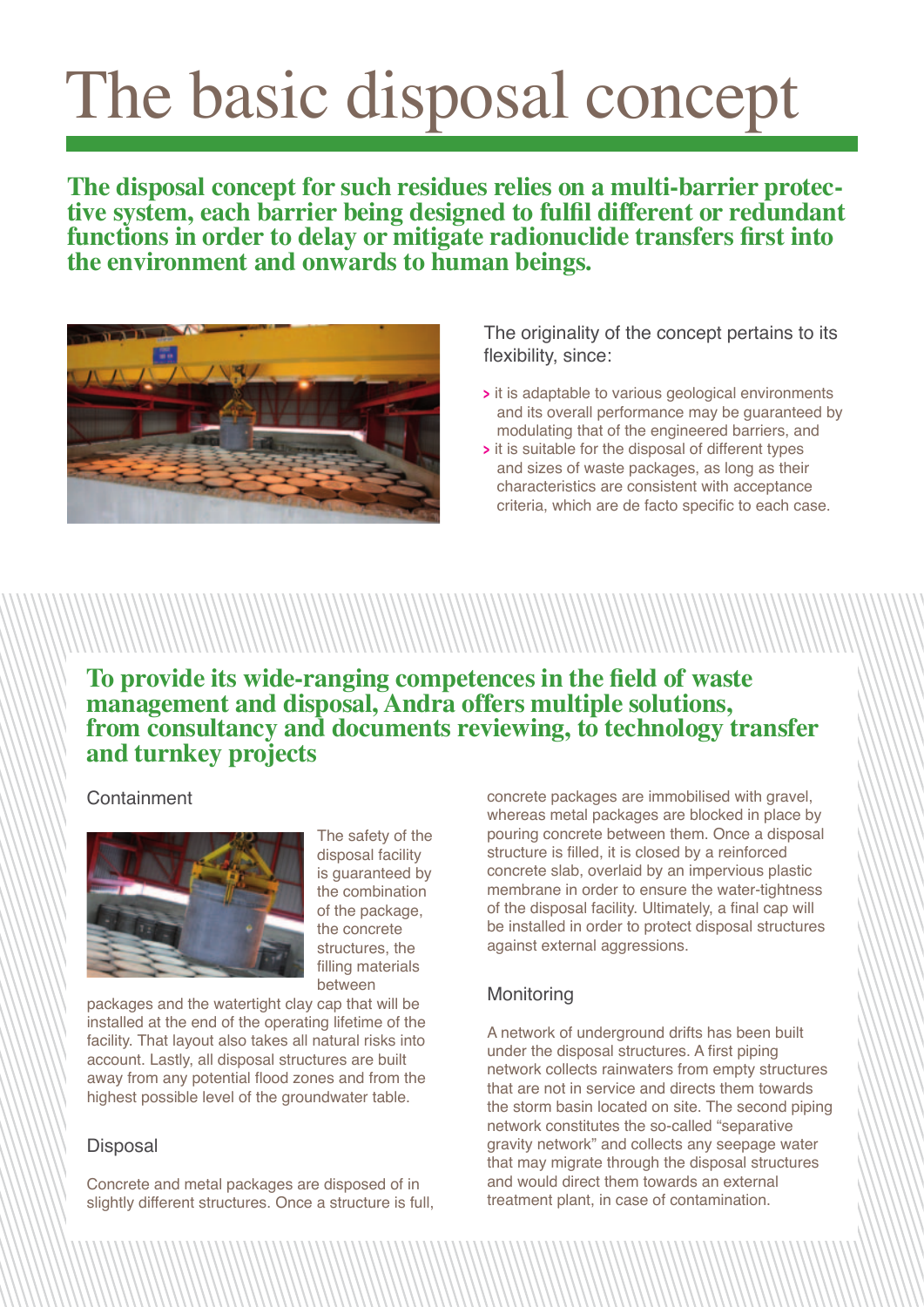# The basic disposal concept

**The disposal concept for such residues relies on a multi-barrier protective system, each barrier being designed to fulfil different or redundant functions in order to delay or mitigate radionuclide transfers first into the environment and onwards to human beings.**

The originality of the concept pertains to its flexibility, since:

- it is adaptable to various geological environments and its overall performance may be guaranteed by modulating that of the engineered barriers, and
- it is suitable for the disposal of different types and sizes of waste packages, as long as their characteristics are consistent with acceptance criteria, which are de facto specific to each case.

## To provide its wide-ranging competences in the field of waste management and disposal, Andra offers multiple solutions, from consultancy and documents reviewing, to technology transfer and turnkey projects

### Containment

The safety of the disposal facility is guaranteed by the combination of the package, the concrete structures, the filling materials between packages and the watertight clay cap that will be installed at the end of the operating lifetime of the facility. That layout also takes all natural risks into account. Lastly, all disposal structures are built away from any potential flood zones and from the highest possible level of the groundwater table.

### Disposal

Concrete and metal packages are disposed of in slightly different structures. Once a structure is full, concrete packages are immobilised with gravel, whereas metal packages are blocked in place by pouring concrete between them. Once a disposal structure is filled, it is closed by a reinforced concrete slab, overlaid by an impervious plastic membrane in order to ensure the water-tightness of the disposal facility. Ultimately, a final cap will be installed in order to protect disposal structures against external aggressions.

### Monitoring

A network of underground drifts has been built under the disposal structures. A first piping network collects rainwaters from empty structures that are not in service and directs them towards the storm basin located on site. The second piping network constitutes the so-called "separative gravity network" and collects any seepage water that may migrate through the disposal structures and would direct them towards an external treatment plant, in case of contamination.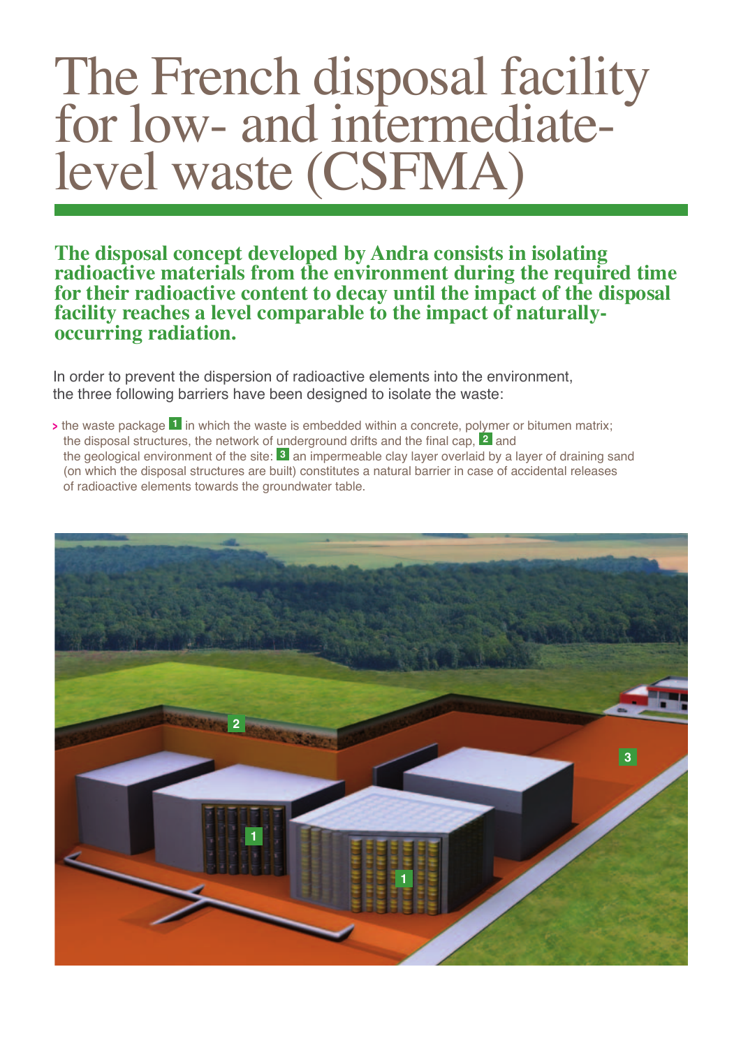# The French disposal facility for low- and intermediate-level waste (CSFMA)

**The disposal concept developed by Andra consists in isolating radioactive materials from the environment during the required time for their radioactive content to decay until the impact of the disposal facility reaches a level comparable to the impact of naturally-occurring radiation.**

In order to prevent the dispersion of radioactive elements into the environment, the three following barriers have been designed to isolate the waste:

- the waste package **1** in which the waste is embedded within a concrete, polymer or bitumen matrix; the disposal structures, the network of underground drifts and the final cap, **2** and the geological environment of the site: **3** an impermeable clay layer overlaid by a layer of draining sand (on which the disposal structures are built) constitutes a natural barrier in case of accidental releases of radioactive elements towards the groundwater table.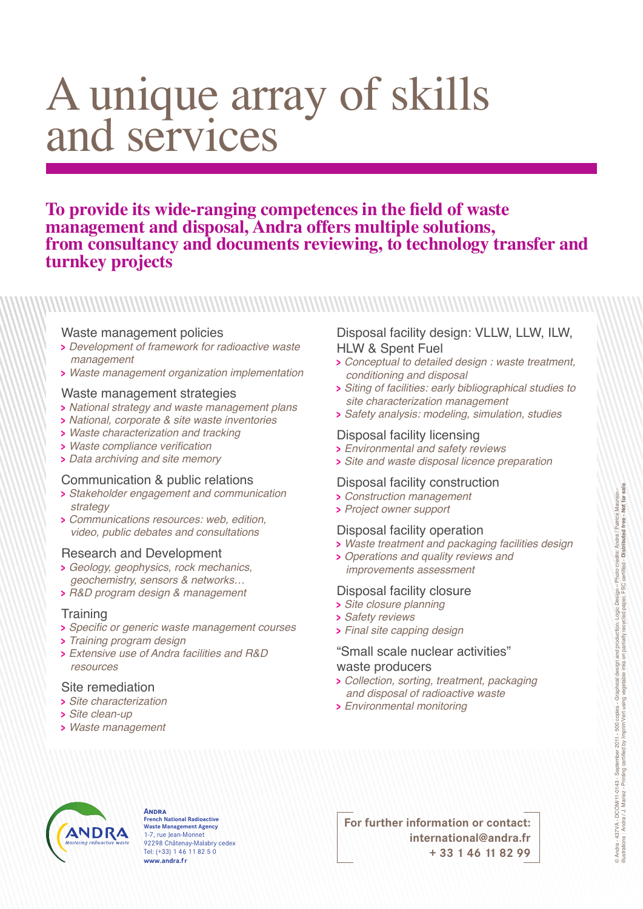# A unique array of skills and services

**To provide its wide-ranging competences in the field of waste management and disposal, Andra offers multiple solutions, from consultancy and documents reviewing, to technology transfer and turnkey projects**

### Waste management policies

- *Development of framework for radioactive waste management*
- *Waste management organization implementation*

### Waste management strategies

- *National strategy and waste management plans*
- *National, corporate & site waste inventories*
- *Waste characterization and tracking*
- *Waste compliance verification*
- *Data archiving and site memory*

### Communication & public relations

- *Stakeholder engagement and communication strategy*
- *Communications resources: web, edition, video, public debates and consultations*

### Research and Development

- *Geology, geophysics, rock mechanics, geochemistry, sensors & networks…*
- *R&D program design & management*

### Training

- *Specific or generic waste management courses*
- *Training program design*
- *Extensive use of Andra facilities and R&D resources*

### Site remediation

- *Site characterization*
- *Site clean-up*
- *Waste management*

### Disposal facility design: VLLW, LLW, ILW, HLW & Spent Fuel

- *Conceptual to detailed design : waste treatment, conditioning and disposal*
- *Siting of facilities: early bibliographical studies to site characterization management*
- *Safety analysis: modeling, simulation, studies*

### Disposal facility licensing

- *Environmental and safety reviews*
- *Site and waste disposal licence preparation*

### Disposal facility construction

- *Construction management*
- *Project owner support*

### Disposal facility operation

- *Waste treatment and packaging facilities design*
- *Operations and quality reviews and improvements assessment*

### Disposal facility closure

- *Site closure planning*
- *Safety reviews*
- *Final site capping design*

### "Small scale nuclear activities" waste producers

- *Collection, sorting, treatment, packaging and disposal of radioactive waste*
- *Environmental monitoring*

ANDRA
Mastering radioactive waste

**ANDRA**
**French National Radioactive Waste Management Agency**
1-7, rue Jean-Monnet
92298 Châtenay-Malabry cedex
Tel: (+33) 1 46 11 82 5 0
**www.andra.fr**

**For further information or contact:**
**international@andra.fr**
**+ 33 1 46 11 82 99**

© Andra - 437VA - DCOM/11-0143 - September 2011 - 500 copies - Graphical design and production: Logic Design – Photo credits: Andra / Patrice Maurein - illustrations : Andra / J. Manez - Printing certified by ImprimVert using vegetable inks on partially recycled paper, FSC certified - **Distributed free - Not for sale**